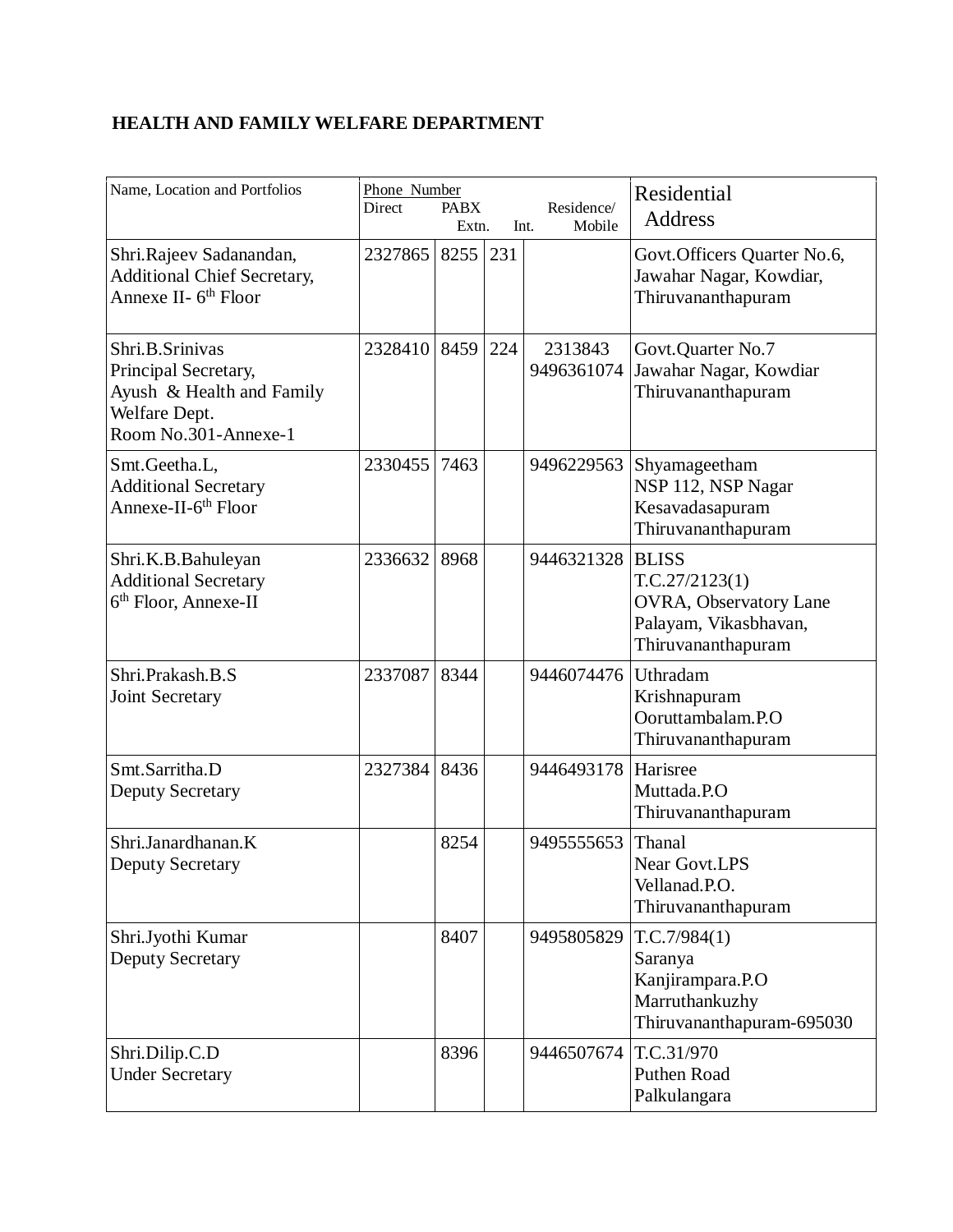**HEALTH AND FAMILY WELFARE DEPARTMENT**

| Name, Location and Portfolios | Phone Number | | | | Residential Address |
|---|---|---|---|---|---|
| | Direct | PABX Extn. | Int. | Residence/ Mobile | |
| Shri.Rajeev Sadanandan,<br>Additional Chief Secretary,<br>Annexe II- 6th Floor | 2327865 | 8255 | 231 | | Govt.Officers Quarter No.6,<br>Jawahar Nagar, Kowdiar,<br>Thiruvananthapuram |
| Shri.B.Srinivas<br>Principal Secretary,<br>Ayush & Health and Family Welfare Dept.<br>Room No.301-Annexe-1 | 2328410 | 8459 | 224 | 2313843<br>9496361074 | Govt.Quarter No.7<br>Jawahar Nagar, Kowdiar<br>Thiruvananthapuram |
| Smt.Geetha.L,<br>Additional Secretary<br>Annexe-II-6th Floor | 2330455 | 7463 | | 9496229563 | Shyamageetham<br>NSP 112, NSP Nagar<br>Kesavadasapuram<br>Thiruvananthapuram |
| Shri.K.B.Bahuleyan<br>Additional Secretary<br>6th Floor, Annexe-II | 2336632 | 8968 | | 9446321328 | BLISS<br>T.C.27/2123(1)<br>OVRA, Observatory Lane<br>Palayam, Vikasbhavan,<br>Thiruvananthapuram |
| Shri.Prakash.B.S<br>Joint Secretary | 2337087 | 8344 | | 9446074476 | Uthradam<br>Krishnapuram<br>Ooruttambalam.P.O<br>Thiruvananthapuram |
| Smt.Sarritha.D<br>Deputy Secretary | 2327384 | 8436 | | 9446493178 | Harisree<br>Muttada.P.O<br>Thiruvananthapuram |
| Shri.Janardhanan.K<br>Deputy Secretary | | 8254 | | 9495555653 | Thanal<br>Near Govt.LPS<br>Vellanad.P.O.<br>Thiruvananthapuram |
| Shri.Jyothi Kumar<br>Deputy Secretary | | 8407 | | 9495805829 | T.C.7/984(1)<br>Saranya<br>Kanjirampara.P.O<br>Marruthankuzhy<br>Thiruvananthapuram-695030 |
| Shri.Dilip.C.D<br>Under Secretary | | 8396 | | 9446507674 | T.C.31/970<br>Puthen Road<br>Palkulangara |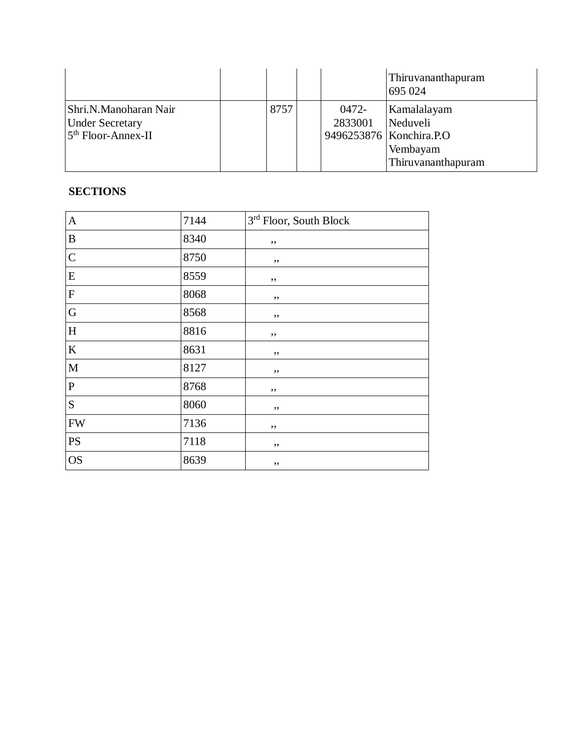| | | | | | |
|---|---|---|---|---|---|
| | | | | | Thiruvananthapuram<br>695 024 |
| Shri.N.Manoharan Nair<br>Under Secretary<br>5th Floor-Annex-II | | 8757 | | 0472-<br>2833001<br>9496253876 | Kamalalayam<br>Neduveli<br>Konchira.P.O<br>Vembayam<br>Thiruvananthapuram |

**SECTIONS**

| | | |
|---|---|---|
| A | 7144 | 3rd Floor, South Block |
| B | 8340 | ,, |
| C | 8750 | ,, |
| E | 8559 | ,, |
| F | 8068 | ,, |
| G | 8568 | ,, |
| H | 8816 | ,, |
| K | 8631 | ,, |
| M | 8127 | ,, |
| P | 8768 | ,, |
| S | 8060 | ,, |
| FW | 7136 | ,, |
| PS | 7118 | ,, |
| OS | 8639 | ,, |